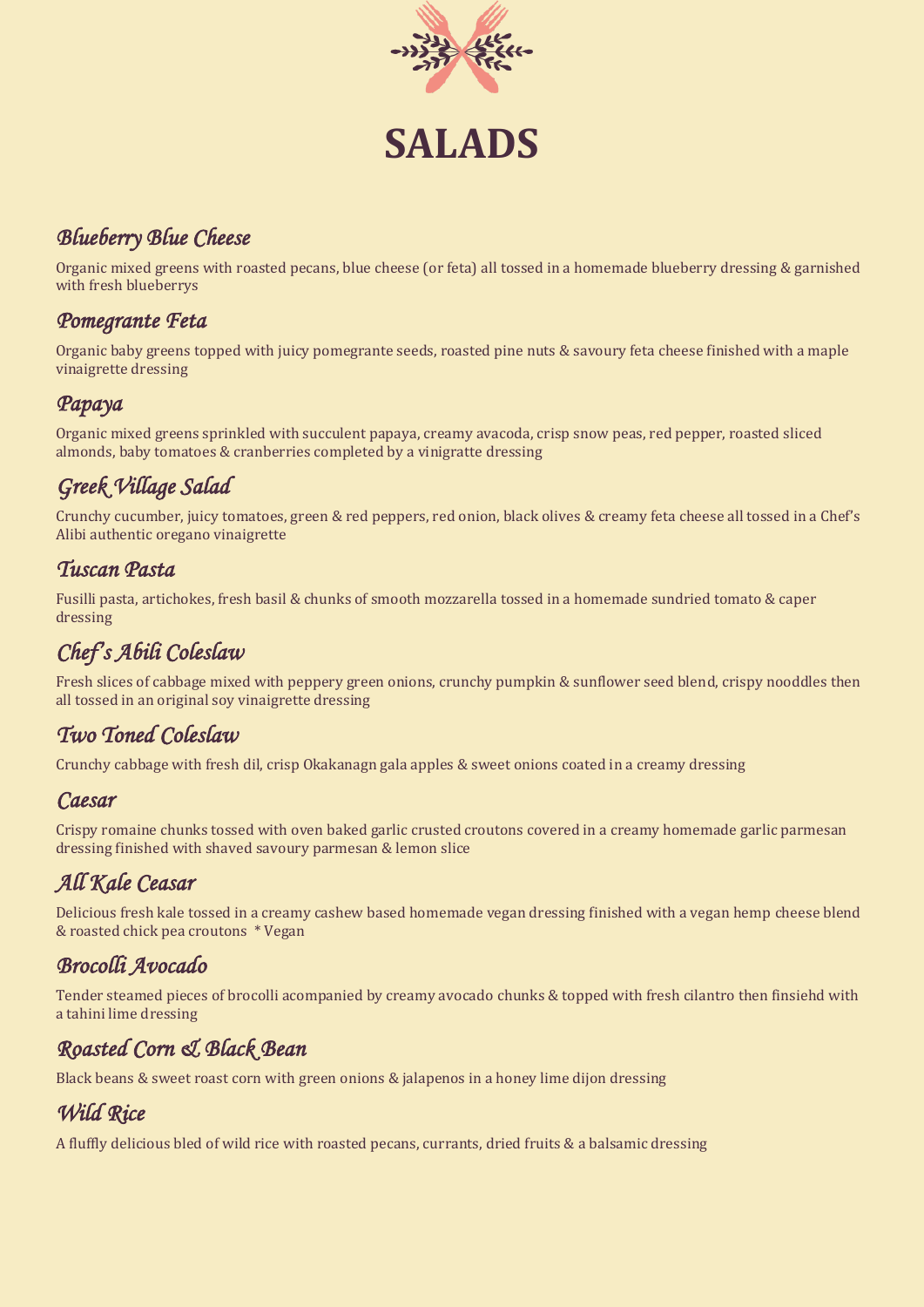# SALADS

## *Blueberry Blue Cheese*

Organic mixed greens with roasted pecans, blue cheese (or feta) all tossed in a homemade blueberry dressing & garnished with fresh blueberrys

## *Pomegrante Feta*

Organic baby greens topped with juicy pomegrante seeds, roasted pine nuts & savoury feta cheese finished with a maple vinaigrette dressing

## *Papaya*

Organic mixed greens sprinkled with succulent papaya, creamy avacoda, crisp snow peas, red pepper, roasted sliced almonds, baby tomatoes & cranberries completed by a vinigratte dressing

## *Greek Village Salad*

Crunchy cucumber, juicy tomatoes, green & red peppers, red onion, black olives & creamy feta cheese all tossed in a Chef's Alibi authentic oregano vinaigrette

## *Tuscan Pasta*

Fusilli pasta, artichokes, fresh basil & chunks of smooth mozzarella tossed in a homemade sundried tomato & caper dressing

## *Chef's Abili Coleslaw*

Fresh slices of cabbage mixed with peppery green onions, crunchy pumpkin & sunflower seed blend, crispy nooddles then all tossed in an original soy vinaigrette dressing

## *Two Toned Coleslaw*

Crunchy cabbage with fresh dil, crisp Okakanagn gala apples & sweet onions coated in a creamy dressing

## *Caesar*

Crispy romaine chunks tossed with oven baked garlic crusted croutons covered in a creamy homemade garlic parmesan dressing finished with shaved savoury parmesan & lemon slice

## *All Kale Ceasar*

Delicious fresh kale tossed in a creamy cashew based homemade vegan dressing finished with a vegan hemp cheese blend & roasted chick pea croutons * Vegan

## *Brocolli Avocado*

Tender steamed pieces of brocolli acompanied by creamy avocado chunks & topped with fresh cilantro then finsiehd with a tahini lime dressing

## *Roasted Corn & Black Bean*

Black beans & sweet roast corn with green onions & jalapenos in a honey lime dijon dressing

## *Wild Rice*

A fluffly delicious bled of wild rice with roasted pecans, currants, dried fruits & a balsamic dressing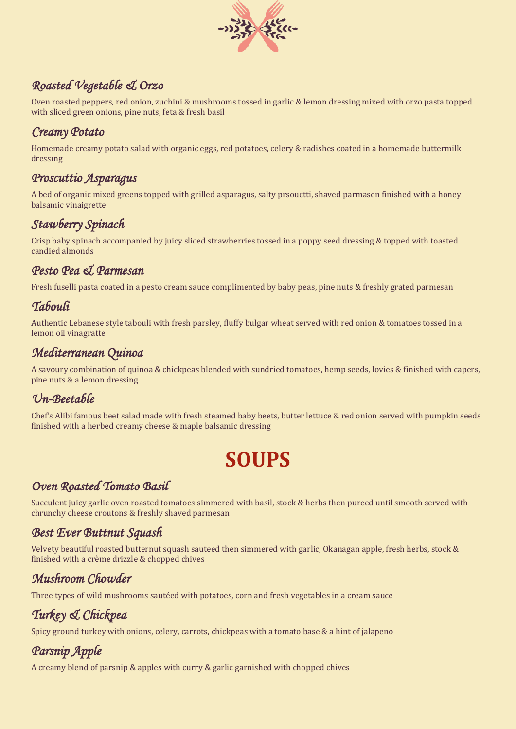### *Roasted Vegetable & Orzo*

Oven roasted peppers, red onion, zuchini & mushrooms tossed in garlic & lemon dressing mixed with orzo pasta topped with sliced green onions, pine nuts, feta & fresh basil

### *Creamy Potato*

Homemade creamy potato salad with organic eggs, red potatoes, celery & radishes coated in a homemade buttermilk dressing

### *Proscuttio Asparagus*

A bed of organic mixed greens topped with grilled asparagus, salty prsouctti, shaved parmasen finished with a honey balsamic vinaigrette

### *Stawberry Spinach*

Crisp baby spinach accompanied by juicy sliced strawberries tossed in a poppy seed dressing & topped with toasted candied almonds

### *Pesto Pea & Parmesan*

Fresh fuselli pasta coated in a pesto cream sauce complimented by baby peas, pine nuts & freshly grated parmesan

### *Tabouli*

Authentic Lebanese style tabouli with fresh parsley, fluffy bulgar wheat served with red onion & tomatoes tossed in a lemon oil vinagratte

### *Mediterranean Quinoa*

A savoury combination of quinoa & chickpeas blended with sundried tomatoes, hemp seeds, lovies & finished with capers, pine nuts & a lemon dressing

### *Un-Beetable*

Chef's Alibi famous beet salad made with fresh steamed baby beets, butter lettuce & red onion served with pumpkin seeds finished with a herbed creamy cheese & maple balsamic dressing

# SOUPS

### *Oven Roasted Tomato Basil*

Succulent juicy garlic oven roasted tomatoes simmered with basil, stock & herbs then pureed until smooth served with chrunchy cheese croutons & freshly shaved parmesan

### *Best Ever Buttnut Squash*

Velvety beautiful roasted butternut squash sauteed then simmered with garlic, Okanagan apple, fresh herbs, stock & finished with a crème drizzle & chopped chives

### *Mushroom Chowder*

Three types of wild mushrooms sautéed with potatoes, corn and fresh vegetables in a cream sauce

### *Turkey & Chickpea*

Spicy ground turkey with onions, celery, carrots, chickpeas with a tomato base & a hint of jalapeno

### *Parsnip Apple*

A creamy blend of parsnip & apples with curry & garlic garnished with chopped chives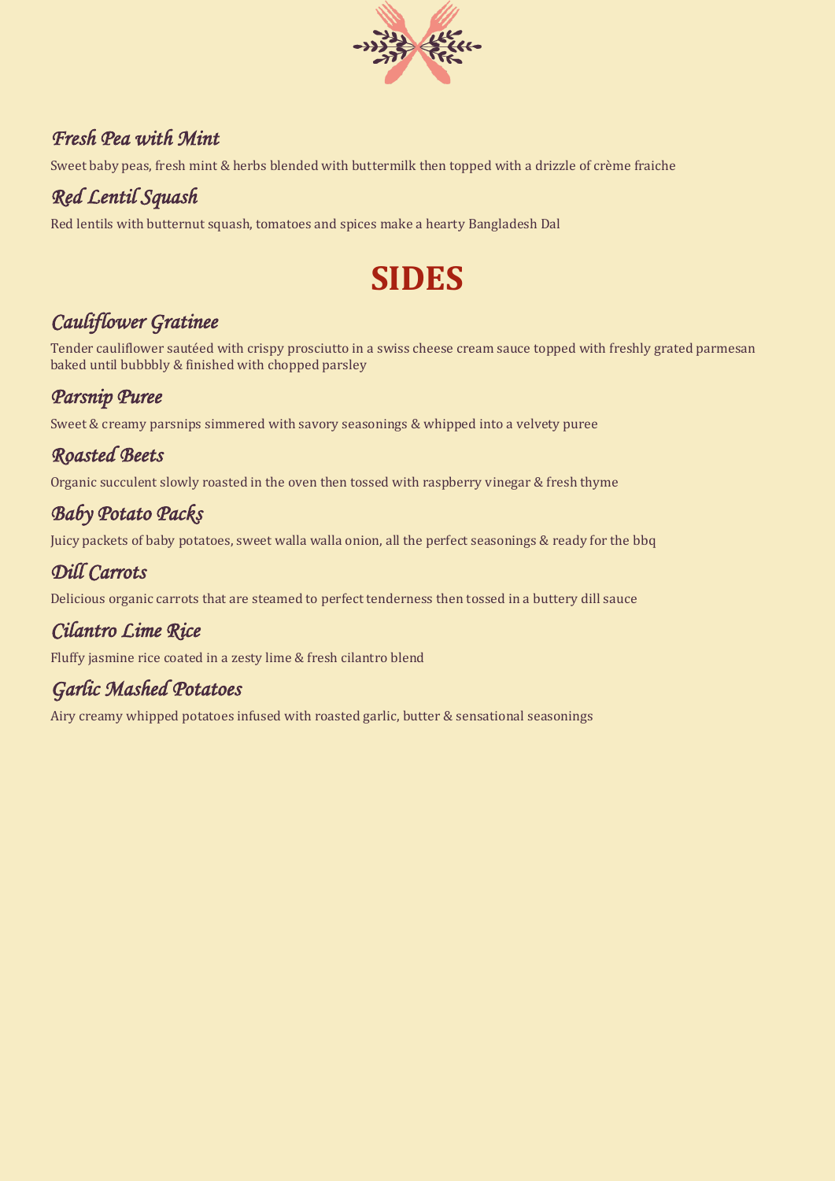### *Fresh Pea with Mint*

Sweet baby peas, fresh mint & herbs blended with buttermilk then topped with a drizzle of crème fraiche

### *Red Lentil Squash*

Red lentils with butternut squash, tomatoes and spices make a hearty Bangladesh Dal

# SIDES

### *Cauliflower Gratinee*

Tender cauliflower sautéed with crispy prosciutto in a swiss cheese cream sauce topped with freshly grated parmesan baked until bubbbly & finished with chopped parsley

### *Parsnip Puree*

Sweet & creamy parsnips simmered with savory seasonings & whipped into a velvety puree

### *Roasted Beets*

Organic succulent slowly roasted in the oven then tossed with raspberry vinegar & fresh thyme

### *Baby Potato Packs*

Juicy packets of baby potatoes, sweet walla walla onion, all the perfect seasonings & ready for the bbq

### *Dill Carrots*

Delicious organic carrots that are steamed to perfect tenderness then tossed in a buttery dill sauce

### *Cilantro Lime Rice*

Fluffy jasmine rice coated in a zesty lime & fresh cilantro blend

### *Garlic Mashed Potatoes*

Airy creamy whipped potatoes infused with roasted garlic, butter & sensational seasonings